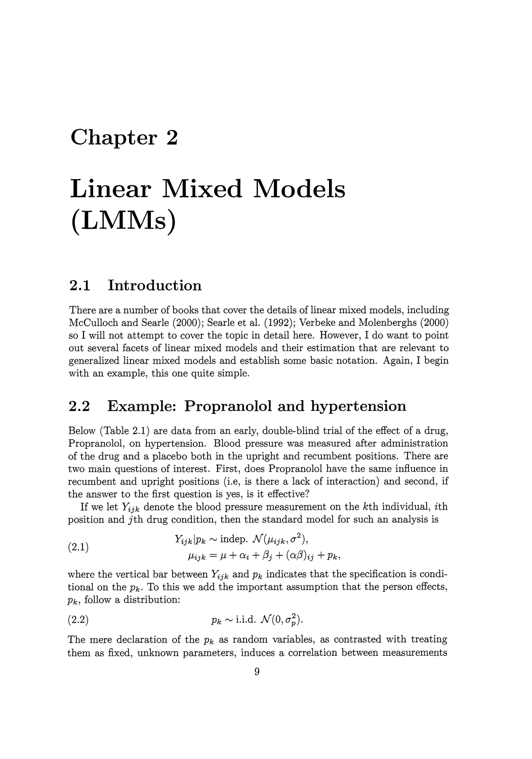# Chapter 2

# Linear Mixed Models (LMMs)

## 2.1 Introduction

There are a number of books that cover the details of linear mixed models, including McCulloch and Searle (2000); Searle et al. (1992); Verbeke and Molenberghs (2000) so I will not attempt to cover the topic in detail here. However, I do want to point out several facets of linear mixed models and their estimation that are relevant to generalized linear mixed models and establish some basic notation. Again, I begin with an example, this one quite simple.

## 2.2 Example: Propranolol and hypertension

Below (Table 2.1) are data from an early, double-blind trial of the effect of a drug, Propranolol, on hypertension. Blood pressure was measured after administration of the drug and a placebo both in the upright and recumbent positions. There are two main questions of interest. First, does Propranolol have the same influence in recumbent and upright positions (i.e, is there a lack of interaction) and second, if the answer to the first question is yes, is it effective?

If we let $Y_{ijk}$ denote the blood pressure measurement on the $k$th individual, $i$th position and $j$th drug condition, then the standard model for such an analysis is

$$
\begin{aligned}
Y_{ijk}|p_k &\sim \text{indep. } \mathcal{N}(\mu_{ijk}, \sigma^2), \\
\mu_{ijk} &= \mu + \alpha_i + \beta_j + (\alpha\beta)_{ij} + p_k,
\end{aligned}
\tag{2.1}
$$

where the vertical bar between $Y_{ijk}$ and $p_k$ indicates that the specification is conditional on the $p_k$. To this we add the important assumption that the person effects, $p_k$, follow a distribution:

$$
p_k \sim \text{i.i.d. } \mathcal{N}(0, \sigma_p^2). \tag{2.2}
$$

The mere declaration of the $p_k$ as random variables, as contrasted with treating them as fixed, unknown parameters, induces a correlation between measurements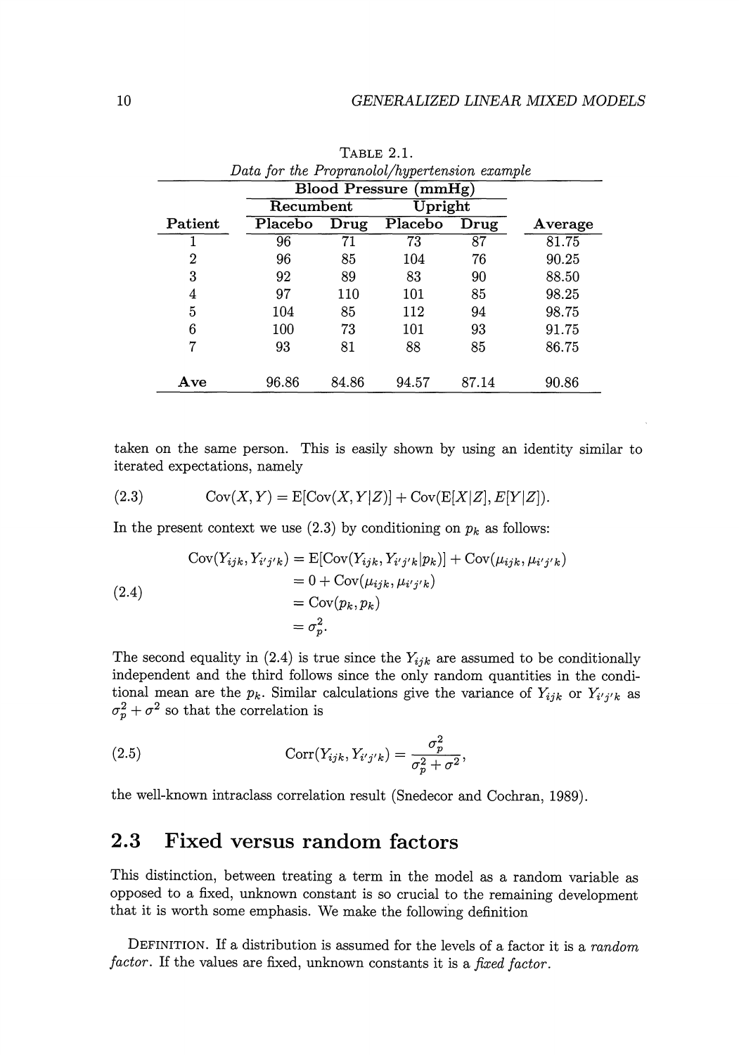TABLE 2.1.
*Data for the Propranolol/hypertension example*

| | Blood Pressure (mmHg) | | | | |
|---|---|---|---|---|---|
| | Recumbent | | Upright | | |
| Patient | Placebo | Drug | Placebo | Drug | Average |
| 1 | 96 | 71 | 73 | 87 | 81.75 |
| 2 | 96 | 85 | 104 | 76 | 90.25 |
| 3 | 92 | 89 | 83 | 90 | 88.50 |
| 4 | 97 | 110 | 101 | 85 | 98.25 |
| 5 | 104 | 85 | 112 | 94 | 98.75 |
| 6 | 100 | 73 | 101 | 93 | 91.75 |
| 7 | 93 | 81 | 88 | 85 | 86.75 |
| **Ave** | 96.86 | 84.86 | 94.57 | 87.14 | 90.86 |

taken on the same person. This is easily shown by using an identity similar to iterated expectations, namely

$$\text{Cov}(X, Y) = \text{E}[\text{Cov}(X, Y|Z)] + \text{Cov}(\text{E}[X|Z], E[Y|Z]). \tag{2.3}$$

In the present context we use (2.3) by conditioning on $p_k$ as follows:

$$\begin{aligned}
\text{Cov}(Y_{ijk}, Y_{i'j'k}) &= \text{E}[\text{Cov}(Y_{ijk}, Y_{i'j'k}|p_k)] + \text{Cov}(\mu_{ijk}, \mu_{i'j'k}) \\
&= 0 + \text{Cov}(\mu_{ijk}, \mu_{i'j'k}) \\
&= \text{Cov}(p_k, p_k) \\
&= \sigma_p^2.
\end{aligned} \tag{2.4}$$

The second equality in (2.4) is true since the $Y_{ijk}$ are assumed to be conditionally independent and the third follows since the only random quantities in the conditional mean are the $p_k$. Similar calculations give the variance of $Y_{ijk}$ or $Y_{i'j'k}$ as $\sigma_p^2 + \sigma^2$ so that the correlation is

$$\text{Corr}(Y_{ijk}, Y_{i'j'k}) = \frac{\sigma_p^2}{\sigma_p^2 + \sigma^2}, \tag{2.5}$$

the well-known intraclass correlation result (Snedecor and Cochran, 1989).

## 2.3 Fixed versus random factors

This distinction, between treating a term in the model as a random variable as opposed to a fixed, unknown constant is so crucial to the remaining development that it is worth some emphasis. We make the following definition

DEFINITION. If a distribution is assumed for the levels of a factor it is a *random factor*. If the values are fixed, unknown constants it is a *fixed factor*.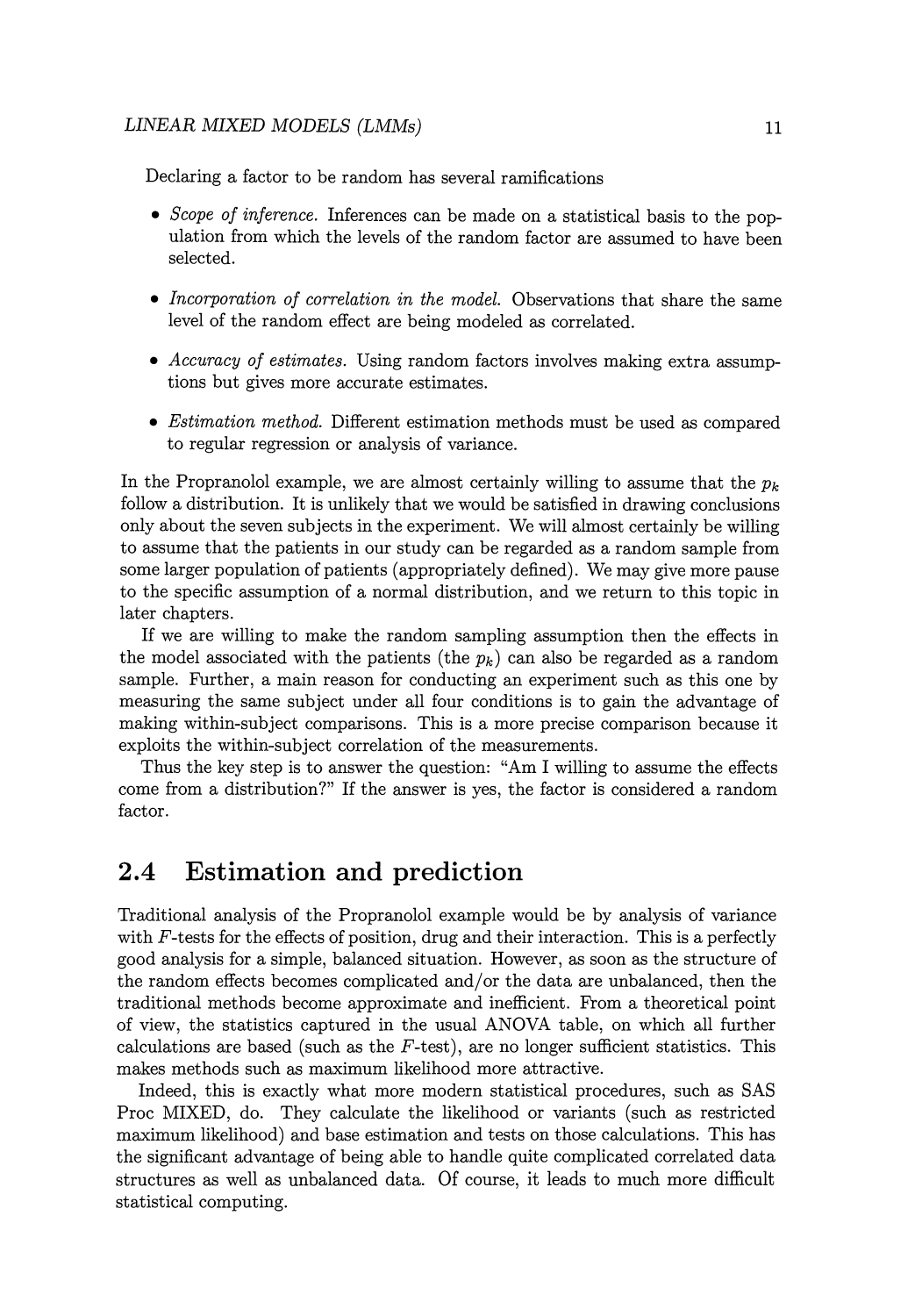Declaring a factor to be random has several ramifications

- *Scope of inference.* Inferences can be made on a statistical basis to the population from which the levels of the random factor are assumed to have been selected.
- *Incorporation of correlation in the model.* Observations that share the same level of the random effect are being modeled as correlated.
- *Accuracy of estimates.* Using random factors involves making extra assumptions but gives more accurate estimates.
- *Estimation method.* Different estimation methods must be used as compared to regular regression or analysis of variance.

In the Propranolol example, we are almost certainly willing to assume that the $p_k$ follow a distribution. It is unlikely that we would be satisfied in drawing conclusions only about the seven subjects in the experiment. We will almost certainly be willing to assume that the patients in our study can be regarded as a random sample from some larger population of patients (appropriately defined). We may give more pause to the specific assumption of a normal distribution, and we return to this topic in later chapters.

If we are willing to make the random sampling assumption then the effects in the model associated with the patients (the $p_k$) can also be regarded as a random sample. Further, a main reason for conducting an experiment such as this one by measuring the same subject under all four conditions is to gain the advantage of making within-subject comparisons. This is a more precise comparison because it exploits the within-subject correlation of the measurements.

Thus the key step is to answer the question: "Am I willing to assume the effects come from a distribution?" If the answer is yes, the factor is considered a random factor.

## 2.4 Estimation and prediction

Traditional analysis of the Propranolol example would be by analysis of variance with $F$-tests for the effects of position, drug and their interaction. This is a perfectly good analysis for a simple, balanced situation. However, as soon as the structure of the random effects becomes complicated and/or the data are unbalanced, then the traditional methods become approximate and inefficient. From a theoretical point of view, the statistics captured in the usual ANOVA table, on which all further calculations are based (such as the $F$-test), are no longer sufficient statistics. This makes methods such as maximum likelihood more attractive.

Indeed, this is exactly what more modern statistical procedures, such as SAS Proc MIXED, do. They calculate the likelihood or variants (such as restricted maximum likelihood) and base estimation and tests on those calculations. This has the significant advantage of being able to handle quite complicated correlated data structures as well as unbalanced data. Of course, it leads to much more difficult statistical computing.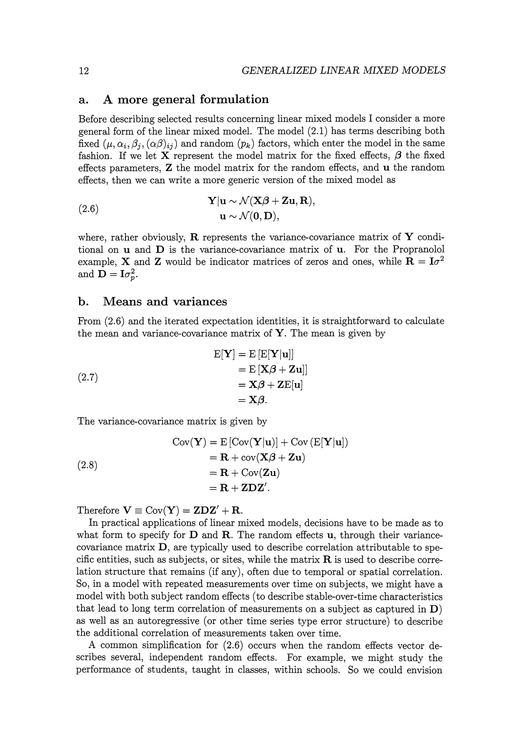## a. A more general formulation

Before describing selected results concerning linear mixed models I consider a more general form of the linear mixed model. The model (2.1) has terms describing both fixed ($\mu, \alpha_i, \beta_j, (\alpha\beta)_{ij}$) and random ($p_k$) factors, which enter the model in the same fashion. If we let $\mathbf{X}$ represent the model matrix for the fixed effects, $\boldsymbol{\beta}$ the fixed effects parameters, $\mathbf{Z}$ the model matrix for the random effects, and $\mathbf{u}$ the random effects, then we can write a more generic version of the mixed model as

$$
\begin{aligned}
\mathbf{Y}|\mathbf{u} &\sim \mathcal{N}(\mathbf{X}\boldsymbol{\beta} + \mathbf{Z}\mathbf{u}, \mathbf{R}), \\
\mathbf{u} &\sim \mathcal{N}(\mathbf{0}, \mathbf{D}),
\end{aligned}
\tag{2.6}
$$

where, rather obviously, $\mathbf{R}$ represents the variance-covariance matrix of $\mathbf{Y}$ conditional on $\mathbf{u}$ and $\mathbf{D}$ is the variance-covariance matrix of $\mathbf{u}$. For the Propranolol example, $\mathbf{X}$ and $\mathbf{Z}$ would be indicator matrices of zeros and ones, while $\mathbf{R} = \mathbf{I}\sigma^2$ and $\mathbf{D} = \mathbf{I}\sigma_p^2$.

## b. Means and variances

From (2.6) and the iterated expectation identities, it is straightforward to calculate the mean and variance-covariance matrix of $\mathbf{Y}$. The mean is given by

$$
\begin{aligned}
\mathrm{E}[\mathbf{Y}] &= \mathrm{E}\left[\mathrm{E}[\mathbf{Y}|\mathbf{u}]\right] \\
&= \mathrm{E}\left[\mathbf{X}\boldsymbol{\beta} + \mathbf{Z}\mathbf{u}\right] \\
&= \mathbf{X}\boldsymbol{\beta} + \mathbf{Z}\mathrm{E}[\mathbf{u}] \\
&= \mathbf{X}\boldsymbol{\beta}.
\end{aligned}
\tag{2.7}
$$

The variance-covariance matrix is given by

$$
\begin{aligned}
\mathrm{Cov}(\mathbf{Y}) &= \mathrm{E}\left[\mathrm{Cov}(\mathbf{Y}|\mathbf{u})\right] + \mathrm{Cov}\left(\mathrm{E}[\mathbf{Y}|\mathbf{u}]\right) \\
&= \mathbf{R} + \mathrm{cov}(\mathbf{X}\boldsymbol{\beta} + \mathbf{Z}\mathbf{u}) \\
&= \mathbf{R} + \mathrm{Cov}(\mathbf{Z}\mathbf{u}) \\
&= \mathbf{R} + \mathbf{Z}\mathbf{D}\mathbf{Z}'.
\end{aligned}
\tag{2.8}
$$

Therefore $\mathbf{V} \equiv \mathrm{Cov}(\mathbf{Y}) = \mathbf{Z}\mathbf{D}\mathbf{Z}' + \mathbf{R}$.

In practical applications of linear mixed models, decisions have to be made as to what form to specify for $\mathbf{D}$ and $\mathbf{R}$. The random effects $\mathbf{u}$, through their variance-covariance matrix $\mathbf{D}$, are typically used to describe correlation attributable to specific entities, such as subjects, or sites, while the matrix $\mathbf{R}$ is used to describe correlation structure that remains (if any), often due to temporal or spatial correlation. So, in a model with repeated measurements over time on subjects, we might have a model with both subject random effects (to describe stable-over-time characteristics that lead to long term correlation of measurements on a subject as captured in $\mathbf{D}$) as well as an autoregressive (or other time series type error structure) to describe the additional correlation of measurements taken over time.

A common simplification for (2.6) occurs when the random effects vector describes several, independent random effects. For example, we might study the performance of students, taught in classes, within schools. So we could envision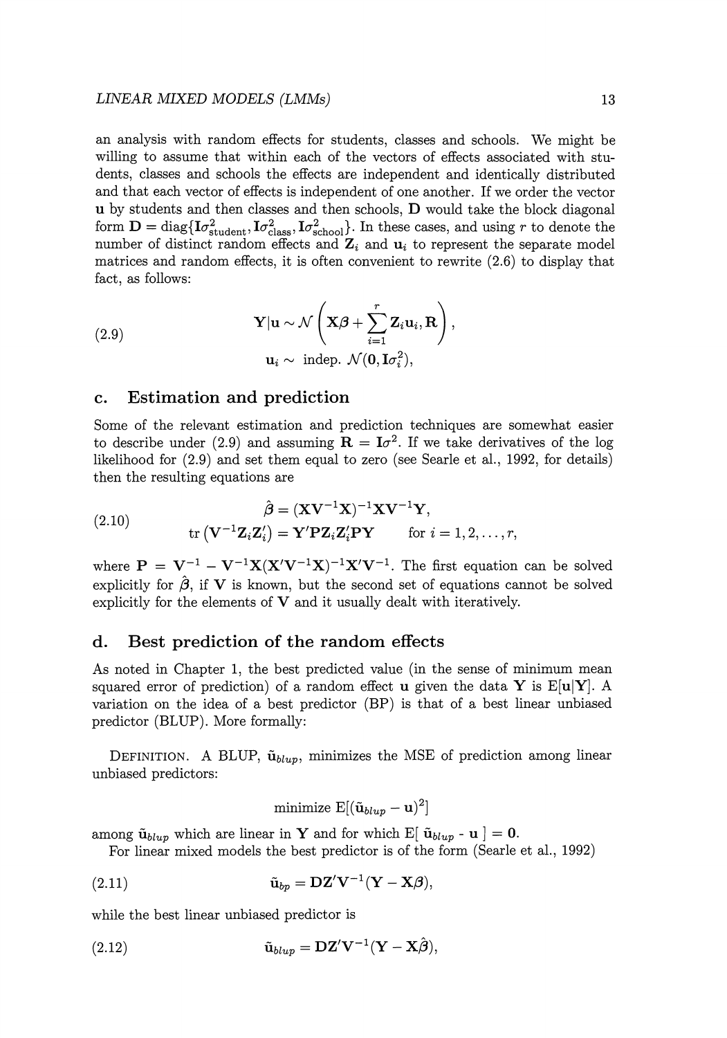an analysis with random effects for students, classes and schools. We might be willing to assume that within each of the vectors of effects associated with students, classes and schools the effects are independent and identically distributed and that each vector of effects is independent of one another. If we order the vector $\mathbf{u}$ by students and then classes and then schools, $\mathbf{D}$ would take the block diagonal form $\mathbf{D} = \text{diag}\{\mathbf{I}\sigma^2_{\text{student}}, \mathbf{I}\sigma^2_{\text{class}}, \mathbf{I}\sigma^2_{\text{school}}\}$. In these cases, and using $r$ to denote the number of distinct random effects and $\mathbf{Z}_i$ and $\mathbf{u}_i$ to represent the separate model matrices and random effects, it is often convenient to rewrite (2.6) to display that fact, as follows:

$$\mathbf{Y}|\mathbf{u} \sim \mathcal{N}\left(\mathbf{X}\boldsymbol{\beta} + \sum_{i=1}^{r} \mathbf{Z}_i \mathbf{u}_i, \mathbf{R}\right), \qquad (2.9)$$
$$\mathbf{u}_i \sim \text{ indep. } \mathcal{N}(\mathbf{0}, \mathbf{I}\sigma_i^2),$$

## c. Estimation and prediction

Some of the relevant estimation and prediction techniques are somewhat easier to describe under (2.9) and assuming $\mathbf{R} = \mathbf{I}\sigma^2$. If we take derivatives of the log likelihood for (2.9) and set them equal to zero (see Searle et al., 1992, for details) then the resulting equations are

$$\hat{\boldsymbol{\beta}} = (\mathbf{X}\mathbf{V}^{-1}\mathbf{X})^{-1}\mathbf{X}\mathbf{V}^{-1}\mathbf{Y}, \qquad (2.10)$$
$$\text{tr}\left(\mathbf{V}^{-1}\mathbf{Z}_i\mathbf{Z}_i'\right) = \mathbf{Y}'\mathbf{P}\mathbf{Z}_i\mathbf{Z}_i'\mathbf{P}\mathbf{Y} \qquad \text{for } i = 1, 2, \ldots, r,$$

where $\mathbf{P} = \mathbf{V}^{-1} - \mathbf{V}^{-1}\mathbf{X}(\mathbf{X}'\mathbf{V}^{-1}\mathbf{X})^{-1}\mathbf{X}'\mathbf{V}^{-1}$. The first equation can be solved explicitly for $\hat{\boldsymbol{\beta}}$, if $\mathbf{V}$ is known, but the second set of equations cannot be solved explicitly for the elements of $\mathbf{V}$ and it usually dealt with iteratively.

## d. Best prediction of the random effects

As noted in Chapter 1, the best predicted value (in the sense of minimum mean squared error of prediction) of a random effect $\mathbf{u}$ given the data $\mathbf{Y}$ is $\text{E}[\mathbf{u}|\mathbf{Y}]$. A variation on the idea of a best predictor (BP) is that of a best linear unbiased predictor (BLUP). More formally:

DEFINITION. A BLUP, $\tilde{\mathbf{u}}_{blup}$, minimizes the MSE of prediction among linear unbiased predictors:

$$\text{minimize } \text{E}[(\tilde{\mathbf{u}}_{blup} - \mathbf{u})^2]$$

among $\tilde{\mathbf{u}}_{blup}$ which are linear in $\mathbf{Y}$ and for which $\text{E}[\ \tilde{\mathbf{u}}_{blup} - \mathbf{u}\ ] = \mathbf{0}$.

For linear mixed models the best predictor is of the form (Searle et al., 1992)

$$\tilde{\mathbf{u}}_{bp} = \mathbf{D}\mathbf{Z}'\mathbf{V}^{-1}(\mathbf{Y} - \mathbf{X}\boldsymbol{\beta}), \qquad (2.11)$$

while the best linear unbiased predictor is

$$\tilde{\mathbf{u}}_{blup} = \mathbf{D}\mathbf{Z}'\mathbf{V}^{-1}(\mathbf{Y} - \mathbf{X}\hat{\boldsymbol{\beta}}), \qquad (2.12)$$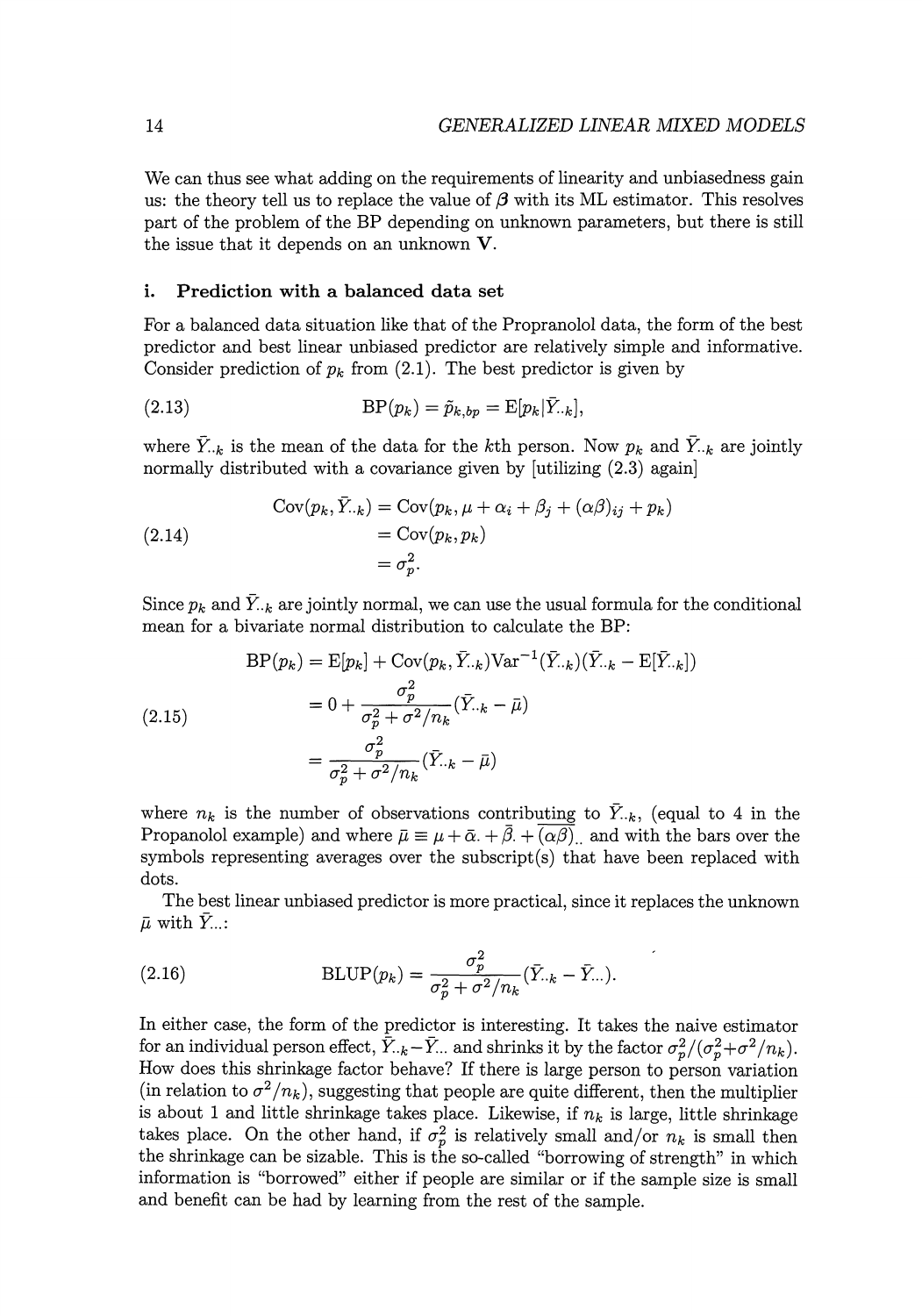We can thus see what adding on the requirements of linearity and unbiasedness gain us: the theory tell us to replace the value of $\boldsymbol{\beta}$ with its ML estimator. This resolves part of the problem of the BP depending on unknown parameters, but there is still the issue that it depends on an unknown $\mathbf{V}$.

### i. Prediction with a balanced data set

For a balanced data situation like that of the Propranolol data, the form of the best predictor and best linear unbiased predictor are relatively simple and informative. Consider prediction of $p_k$ from (2.1). The best predictor is given by

$$\text{BP}(p_k) = \tilde{p}_{k,bp} = \text{E}[p_k|\bar{Y}_{\cdot\cdot k}], \tag{2.13}$$

where $\bar{Y}_{\cdot\cdot k}$ is the mean of the data for the $k$th person. Now $p_k$ and $\bar{Y}_{\cdot\cdot k}$ are jointly normally distributed with a covariance given by [utilizing (2.3) again]

$$\begin{aligned}
\text{Cov}(p_k, \bar{Y}_{\cdot\cdot k}) &= \text{Cov}(p_k, \mu + \alpha_i + \beta_j + (\alpha\beta)_{ij} + p_k) \\
&= \text{Cov}(p_k, p_k) \\
&= \sigma_p^2.
\end{aligned} \tag{2.14}$$

Since $p_k$ and $\bar{Y}_{\cdot\cdot k}$ are jointly normal, we can use the usual formula for the conditional mean for a bivariate normal distribution to calculate the BP:

$$\begin{aligned}
\text{BP}(p_k) &= \text{E}[p_k] + \text{Cov}(p_k, \bar{Y}_{\cdot\cdot k})\text{Var}^{-1}(\bar{Y}_{\cdot\cdot k})(\bar{Y}_{\cdot\cdot k} - \text{E}[\bar{Y}_{\cdot\cdot k}]) \\
&= 0 + \frac{\sigma_p^2}{\sigma_p^2 + \sigma^2/n_k}(\bar{Y}_{\cdot\cdot k} - \bar{\mu}) \\
&= \frac{\sigma_p^2}{\sigma_p^2 + \sigma^2/n_k}(\bar{Y}_{\cdot\cdot k} - \bar{\mu})
\end{aligned} \tag{2.15}$$

where $n_k$ is the number of observations contributing to $\bar{Y}_{\cdot\cdot k}$, (equal to 4 in the Propanolol example) and where $\bar{\mu} \equiv \mu + \bar{\alpha}_{\cdot} + \bar{\beta}_{\cdot} + \overline{(\alpha\beta)}_{\cdot\cdot}$ and with the bars over the symbols representing averages over the subscript(s) that have been replaced with dots.

The best linear unbiased predictor is more practical, since it replaces the unknown $\bar{\mu}$ with $\bar{Y}_{\cdot\cdot\cdot}$:

$$\text{BLUP}(p_k) = \frac{\sigma_p^2}{\sigma_p^2 + \sigma^2/n_k}(\bar{Y}_{\cdot\cdot k} - \bar{Y}_{\cdot\cdot\cdot}). \tag{2.16}$$

In either case, the form of the predictor is interesting. It takes the naive estimator for an individual person effect, $\bar{Y}_{\cdot\cdot k} - \bar{Y}_{\cdot\cdot\cdot}$ and shrinks it by the factor $\sigma_p^2/(\sigma_p^2 + \sigma^2/n_k)$. How does this shrinkage factor behave? If there is large person to person variation (in relation to $\sigma^2/n_k$), suggesting that people are quite different, then the multiplier is about 1 and little shrinkage takes place. Likewise, if $n_k$ is large, little shrinkage takes place. On the other hand, if $\sigma_p^2$ is relatively small and/or $n_k$ is small then the shrinkage can be sizable. This is the so-called "borrowing of strength" in which information is "borrowed" either if people are similar or if the sample size is small and benefit can be had by learning from the rest of the sample.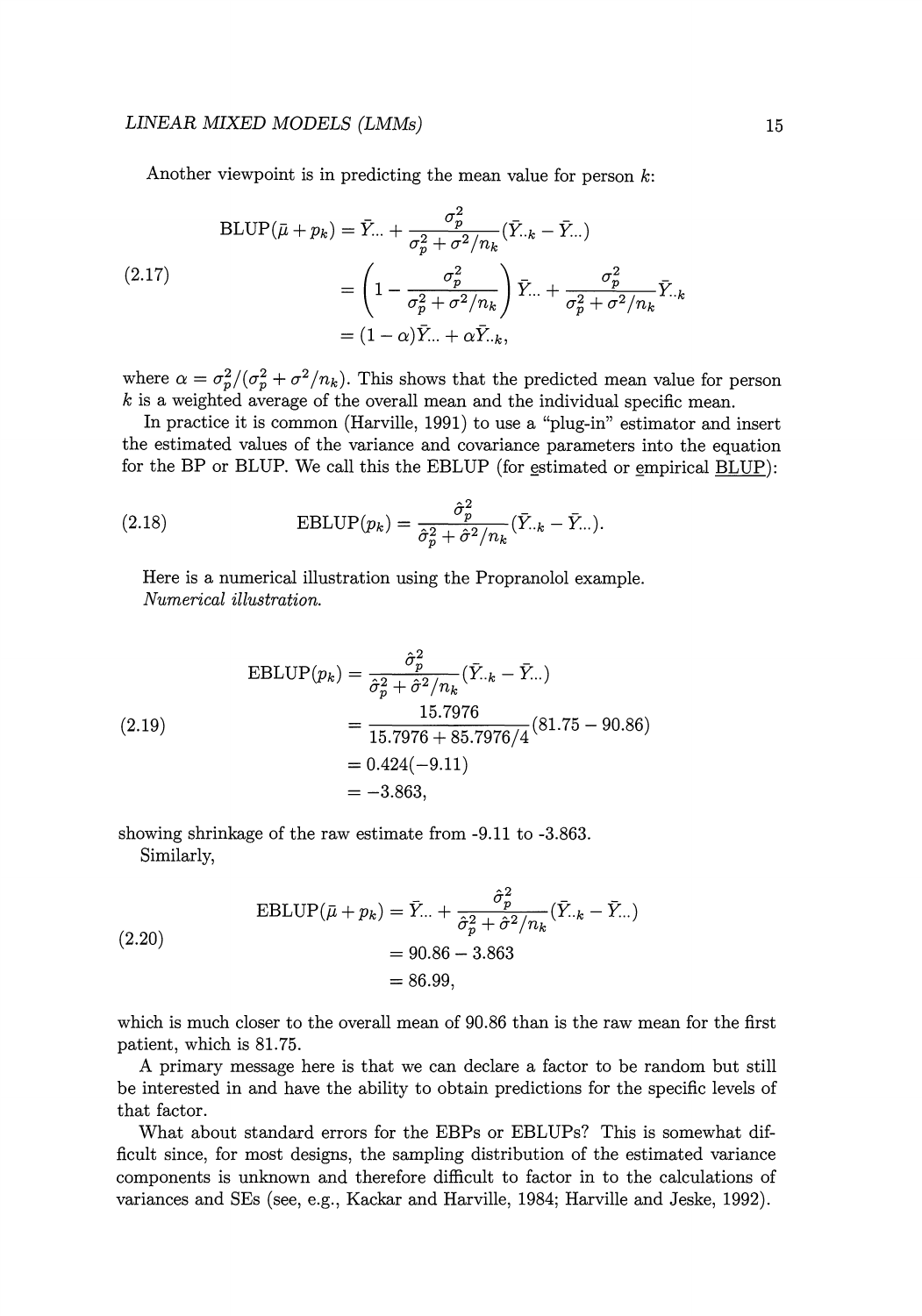Another viewpoint is in predicting the mean value for person $k$:

$$
\begin{aligned}
\text{BLUP}(\bar{\mu} + p_k) &= \bar{Y}_{\cdot\cdot\cdot} + \frac{\sigma_p^2}{\sigma_p^2 + \sigma^2/n_k}(\bar{Y}_{\cdot\cdot k} - \bar{Y}_{\cdot\cdot\cdot}) \\
&= \left(1 - \frac{\sigma_p^2}{\sigma_p^2 + \sigma^2/n_k}\right)\bar{Y}_{\cdot\cdot\cdot} + \frac{\sigma_p^2}{\sigma_p^2 + \sigma^2/n_k}\bar{Y}_{\cdot\cdot k} \\
&= (1 - \alpha)\bar{Y}_{\cdot\cdot\cdot} + \alpha\bar{Y}_{\cdot\cdot k},
\end{aligned}
\tag{2.17}
$$

where $\alpha = \sigma_p^2/(\sigma_p^2 + \sigma^2/n_k)$. This shows that the predicted mean value for person $k$ is a weighted average of the overall mean and the individual specific mean.

In practice it is common (Harville, 1991) to use a "plug-in" estimator and insert the estimated values of the variance and covariance parameters into the equation for the BP or BLUP. We call this the EBLUP (for estimated or empirical BLUP):

$$
\text{EBLUP}(p_k) = \frac{\hat{\sigma}_p^2}{\hat{\sigma}_p^2 + \hat{\sigma}^2/n_k}(\bar{Y}_{\cdot\cdot k} - \bar{Y}_{\cdot\cdot\cdot}).
\tag{2.18}
$$

Here is a numerical illustration using the Propranolol example.

*Numerical illustration.*

$$
\begin{aligned}
\text{EBLUP}(p_k) &= \frac{\hat{\sigma}_p^2}{\hat{\sigma}_p^2 + \hat{\sigma}^2/n_k}(\bar{Y}_{\cdot\cdot k} - \bar{Y}_{\cdot\cdot\cdot}) \\
&= \frac{15.7976}{15.7976 + 85.7976/4}(81.75 - 90.86) \\
&= 0.424(-9.11) \\
&= -3.863,
\end{aligned}
\tag{2.19}
$$

showing shrinkage of the raw estimate from -9.11 to -3.863.

Similarly,

$$
\begin{aligned}
\text{EBLUP}(\bar{\mu} + p_k) &= \bar{Y}_{\cdot\cdot\cdot} + \frac{\hat{\sigma}_p^2}{\hat{\sigma}_p^2 + \hat{\sigma}^2/n_k}(\bar{Y}_{\cdot\cdot k} - \bar{Y}_{\cdot\cdot\cdot}) \\
&= 90.86 - 3.863 \\
&= 86.99,
\end{aligned}
\tag{2.20}
$$

which is much closer to the overall mean of 90.86 than is the raw mean for the first patient, which is 81.75.

A primary message here is that we can declare a factor to be random but still be interested in and have the ability to obtain predictions for the specific levels of that factor.

What about standard errors for the EBPs or EBLUPs? This is somewhat difficult since, for most designs, the sampling distribution of the estimated variance components is unknown and therefore difficult to factor in to the calculations of variances and SEs (see, e.g., Kackar and Harville, 1984; Harville and Jeske, 1992).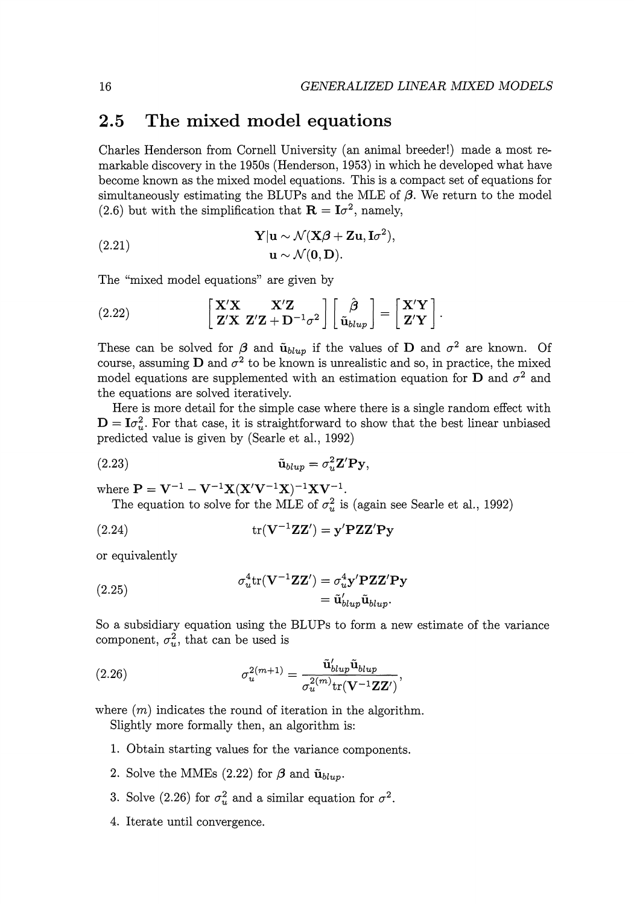## 2.5 The mixed model equations

Charles Henderson from Cornell University (an animal breeder!) made a most remarkable discovery in the 1950s (Henderson, 1953) in which he developed what have become known as the mixed model equations. This is a compact set of equations for simultaneously estimating the BLUPs and the MLE of $\boldsymbol{\beta}$. We return to the model (2.6) but with the simplification that $\mathbf{R} = \mathbf{I}\sigma^2$, namely,

$$
\begin{aligned}
\mathbf{Y}|\mathbf{u} &\sim \mathcal{N}(\mathbf{X}\boldsymbol{\beta} + \mathbf{Z}\mathbf{u}, \mathbf{I}\sigma^2), \\
\mathbf{u} &\sim \mathcal{N}(\mathbf{0}, \mathbf{D}).
\end{aligned}
\tag{2.21}
$$

The "mixed model equations" are given by

$$
\begin{bmatrix} \mathbf{X}'\mathbf{X} & \mathbf{X}'\mathbf{Z} \\ \mathbf{Z}'\mathbf{X} & \mathbf{Z}'\mathbf{Z} + \mathbf{D}^{-1}\sigma^2 \end{bmatrix} \begin{bmatrix} \hat{\boldsymbol{\beta}} \\ \tilde{\mathbf{u}}_{blup} \end{bmatrix} = \begin{bmatrix} \mathbf{X}'\mathbf{Y} \\ \mathbf{Z}'\mathbf{Y} \end{bmatrix}.
\tag{2.22}
$$

These can be solved for $\boldsymbol{\beta}$ and $\tilde{\mathbf{u}}_{blup}$ if the values of $\mathbf{D}$ and $\sigma^2$ are known. Of course, assuming $\mathbf{D}$ and $\sigma^2$ to be known is unrealistic and so, in practice, the mixed model equations are supplemented with an estimation equation for $\mathbf{D}$ and $\sigma^2$ and the equations are solved iteratively.

Here is more detail for the simple case where there is a single random effect with $\mathbf{D} = \mathbf{I}\sigma_u^2$. For that case, it is straightforward to show that the best linear unbiased predicted value is given by (Searle et al., 1992)

$$
\tilde{\mathbf{u}}_{blup} = \sigma_u^2 \mathbf{Z}'\mathbf{P}\mathbf{y},
\tag{2.23}
$$

where $\mathbf{P} = \mathbf{V}^{-1} - \mathbf{V}^{-1}\mathbf{X}(\mathbf{X}'\mathbf{V}^{-1}\mathbf{X})^{-1}\mathbf{X}\mathbf{V}^{-1}$.

The equation to solve for the MLE of $\sigma_u^2$ is (again see Searle et al., 1992)

$$
\operatorname{tr}(\mathbf{V}^{-1}\mathbf{Z}\mathbf{Z}') = \mathbf{y}'\mathbf{P}\mathbf{Z}\mathbf{Z}'\mathbf{P}\mathbf{y}
\tag{2.24}
$$

or equivalently

$$
\begin{aligned}
\sigma_u^4 \operatorname{tr}(\mathbf{V}^{-1}\mathbf{Z}\mathbf{Z}') &= \sigma_u^4 \mathbf{y}'\mathbf{P}\mathbf{Z}\mathbf{Z}'\mathbf{P}\mathbf{y} \\
&= \tilde{\mathbf{u}}_{blup}'\tilde{\mathbf{u}}_{blup}.
\end{aligned}
\tag{2.25}
$$

So a subsidiary equation using the BLUPs to form a new estimate of the variance component, $\sigma_u^2$, that can be used is

$$
\sigma_u^{2(m+1)} = \frac{\tilde{\mathbf{u}}_{blup}'\tilde{\mathbf{u}}_{blup}}{\sigma_u^{2(m)} \operatorname{tr}(\mathbf{V}^{-1}\mathbf{Z}\mathbf{Z}')},
\tag{2.26}
$$

where $(m)$ indicates the round of iteration in the algorithm.

Slightly more formally then, an algorithm is:

1. Obtain starting values for the variance components.
2. Solve the MMEs (2.22) for $\boldsymbol{\beta}$ and $\tilde{\mathbf{u}}_{blup}$.
3. Solve (2.26) for $\sigma_u^2$ and a similar equation for $\sigma^2$.
4. Iterate until convergence.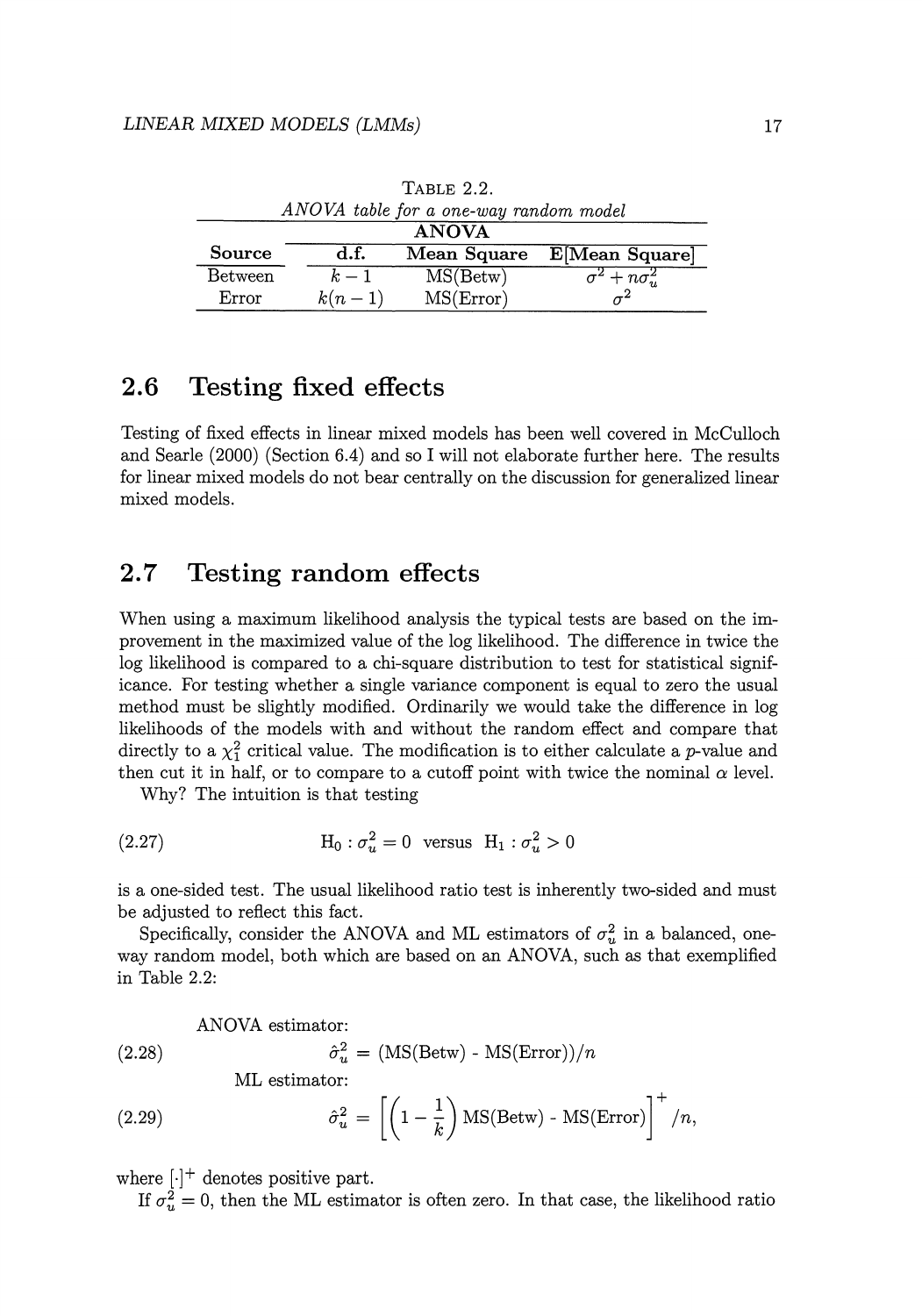TABLE 2.2.
*ANOVA table for a one-way random model*

| ANOVA | | | |
|---|---|---|---|
| **Source** | **d.f.** | **Mean Square** | **E[Mean Square]** |
| Between | $k-1$ | MS(Betw) | $\sigma^2 + n\sigma_u^2$ |
| Error | $k(n-1)$ | MS(Error) | $\sigma^2$ |

## 2.6 Testing fixed effects

Testing of fixed effects in linear mixed models has been well covered in McCulloch and Searle (2000) (Section 6.4) and so I will not elaborate further here. The results for linear mixed models do not bear centrally on the discussion for generalized linear mixed models.

## 2.7 Testing random effects

When using a maximum likelihood analysis the typical tests are based on the improvement in the maximized value of the log likelihood. The difference in twice the log likelihood is compared to a chi-square distribution to test for statistical significance. For testing whether a single variance component is equal to zero the usual method must be slightly modified. Ordinarily we would take the difference in log likelihoods of the models with and without the random effect and compare that directly to a $\chi_1^2$ critical value. The modification is to either calculate a $p$-value and then cut it in half, or to compare to a cutoff point with twice the nominal $\alpha$ level.

Why? The intuition is that testing

$$\text{H}_0 : \sigma_u^2 = 0 \quad \text{versus} \quad \text{H}_1 : \sigma_u^2 > 0 \tag{2.27}$$

is a one-sided test. The usual likelihood ratio test is inherently two-sided and must be adjusted to reflect this fact.

Specifically, consider the ANOVA and ML estimators of $\sigma_u^2$ in a balanced, one-way random model, both which are based on an ANOVA, such as that exemplified in Table 2.2:

ANOVA estimator:

$$\hat{\sigma}_u^2 = (\text{MS(Betw) - MS(Error)})/n \tag{2.28}$$

ML estimator:

$$\hat{\sigma}_u^2 = \left[\left(1 - \frac{1}{k}\right)\text{MS(Betw) - MS(Error)}\right]^+ /n, \tag{2.29}$$

where $[\cdot]^+$ denotes positive part.

If $\sigma_u^2 = 0$, then the ML estimator is often zero. In that case, the likelihood ratio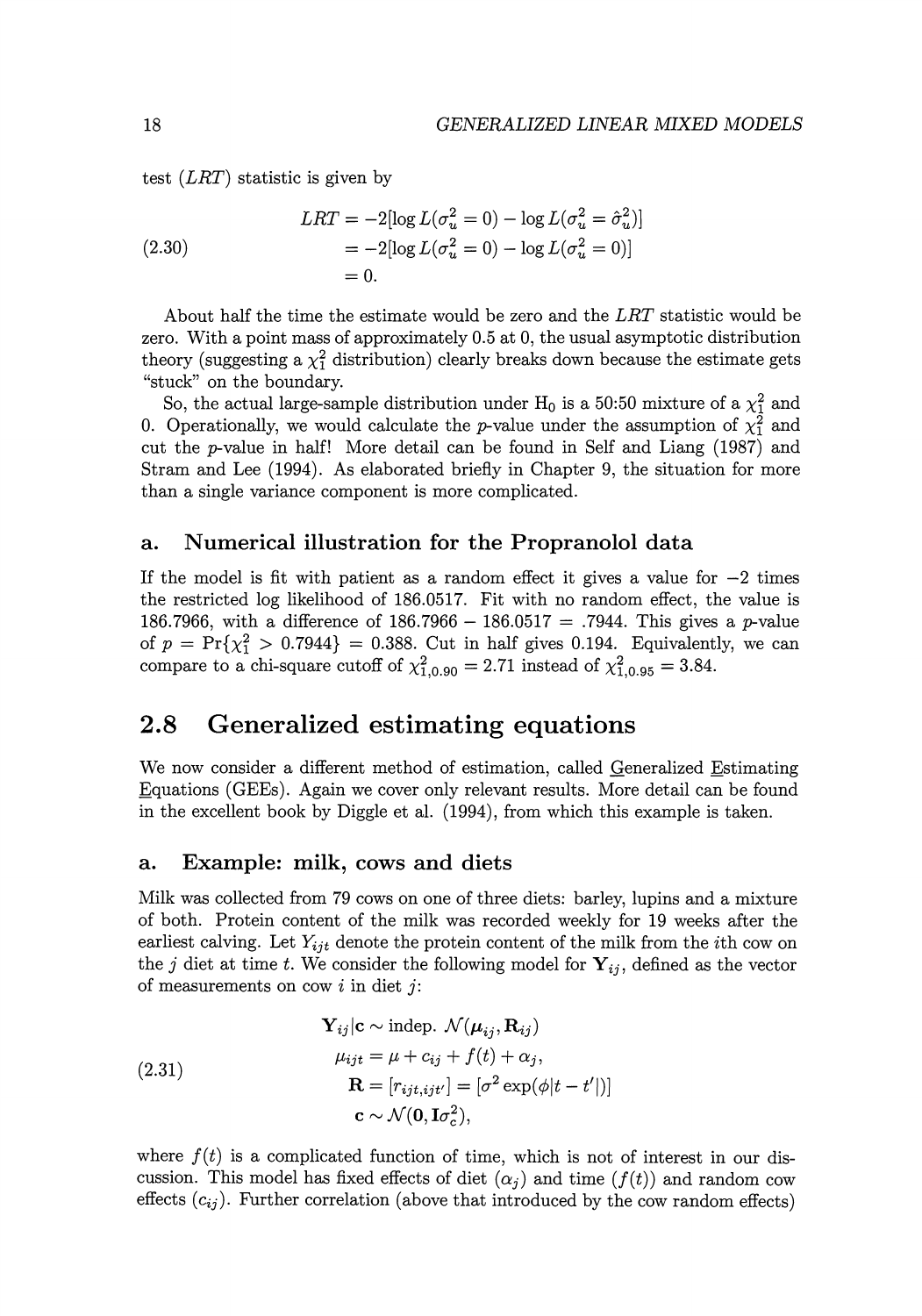test (*LRT*) statistic is given by

$$
\begin{aligned}
LRT &= -2[\log L(\sigma_u^2 = 0) - \log L(\sigma_u^2 = \hat{\sigma}_u^2)] \\
&= -2[\log L(\sigma_u^2 = 0) - \log L(\sigma_u^2 = 0)] \\
&= 0.
\end{aligned}
\tag{2.30}
$$

About half the time the estimate would be zero and the *LRT* statistic would be zero. With a point mass of approximately 0.5 at 0, the usual asymptotic distribution theory (suggesting a $\chi_1^2$ distribution) clearly breaks down because the estimate gets "stuck" on the boundary.

So, the actual large-sample distribution under $H_0$ is a 50:50 mixture of a $\chi_1^2$ and 0. Operationally, we would calculate the *p*-value under the assumption of $\chi_1^2$ and cut the *p*-value in half! More detail can be found in Self and Liang (1987) and Stram and Lee (1994). As elaborated briefly in Chapter 9, the situation for more than a single variance component is more complicated.

### a. Numerical illustration for the Propranolol data

If the model is fit with patient as a random effect it gives a value for $-2$ times the restricted log likelihood of 186.0517. Fit with no random effect, the value is 186.7966, with a difference of $186.7966 - 186.0517 = .7944$. This gives a *p*-value of $p = \Pr\{\chi_1^2 > 0.7944\} = 0.388$. Cut in half gives 0.194. Equivalently, we can compare to a chi-square cutoff of $\chi_{1,0.90}^2 = 2.71$ instead of $\chi_{1,0.95}^2 = 3.84$.

## 2.8 Generalized estimating equations

We now consider a different method of estimation, called Generalized Estimating Equations (GEEs). Again we cover only relevant results. More detail can be found in the excellent book by Diggle et al. (1994), from which this example is taken.

### a. Example: milk, cows and diets

Milk was collected from 79 cows on one of three diets: barley, lupins and a mixture of both. Protein content of the milk was recorded weekly for 19 weeks after the earliest calving. Let $Y_{ijt}$ denote the protein content of the milk from the $i$th cow on the $j$ diet at time $t$. We consider the following model for $\mathbf{Y}_{ij}$, defined as the vector of measurements on cow $i$ in diet $j$:

$$
\begin{aligned}
\mathbf{Y}_{ij}|\mathbf{c} &\sim \text{indep. } \mathcal{N}(\boldsymbol{\mu}_{ij}, \mathbf{R}_{ij}) \\
\mu_{ijt} &= \mu + c_{ij} + f(t) + \alpha_j, \\
\mathbf{R} &= [r_{ijt,ijt'}] = [\sigma^2 \exp(\phi|t - t'|)] \\
\mathbf{c} &\sim \mathcal{N}(\mathbf{0}, \mathbf{I}\sigma_c^2),
\end{aligned}
\tag{2.31}
$$

where $f(t)$ is a complicated function of time, which is not of interest in our discussion. This model has fixed effects of diet ($\alpha_j$) and time ($f(t)$) and random cow effects ($c_{ij}$). Further correlation (above that introduced by the cow random effects)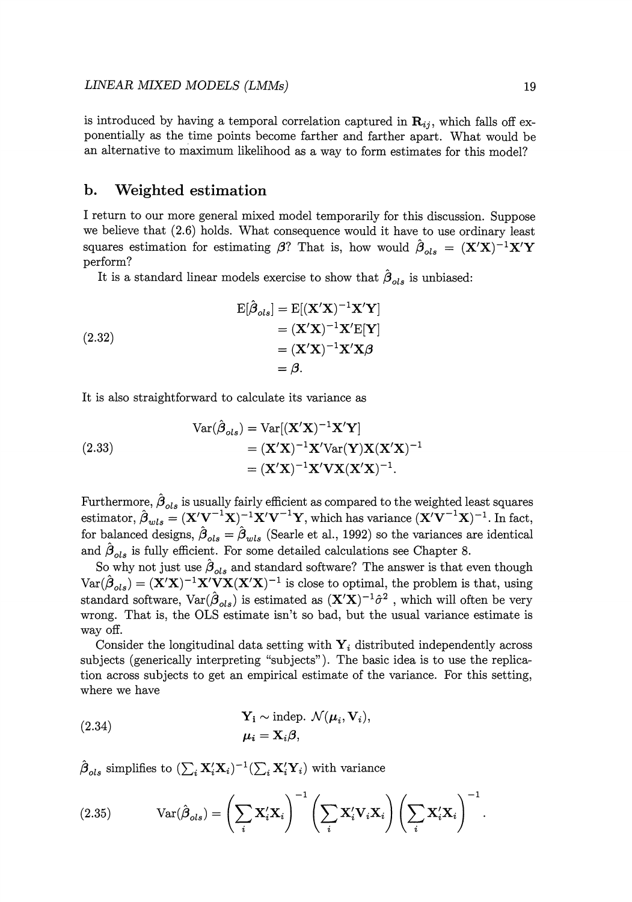is introduced by having a temporal correlation captured in $\mathbf{R}_{ij}$, which falls off exponentially as the time points become farther and farther apart. What would be an alternative to maximum likelihood as a way to form estimates for this model?

## b. Weighted estimation

I return to our more general mixed model temporarily for this discussion. Suppose we believe that (2.6) holds. What consequence would it have to use ordinary least squares estimation for estimating $\boldsymbol{\beta}$? That is, how would $\hat{\boldsymbol{\beta}}_{ols} = (\mathbf{X}'\mathbf{X})^{-1}\mathbf{X}'\mathbf{Y}$ perform?

It is a standard linear models exercise to show that $\hat{\boldsymbol{\beta}}_{ols}$ is unbiased:

$$
\begin{aligned}
\mathrm{E}[\hat{\boldsymbol{\beta}}_{ols}] &= \mathrm{E}[(\mathbf{X}'\mathbf{X})^{-1}\mathbf{X}'\mathbf{Y}] \\
&= (\mathbf{X}'\mathbf{X})^{-1}\mathbf{X}'\mathrm{E}[\mathbf{Y}] \\
&= (\mathbf{X}'\mathbf{X})^{-1}\mathbf{X}'\mathbf{X}\boldsymbol{\beta} \\
&= \boldsymbol{\beta}.
\end{aligned}
\tag{2.32}
$$

It is also straightforward to calculate its variance as

$$
\begin{aligned}
\mathrm{Var}(\hat{\boldsymbol{\beta}}_{ols}) &= \mathrm{Var}[(\mathbf{X}'\mathbf{X})^{-1}\mathbf{X}'\mathbf{Y}] \\
&= (\mathbf{X}'\mathbf{X})^{-1}\mathbf{X}'\mathrm{Var}(\mathbf{Y})\mathbf{X}(\mathbf{X}'\mathbf{X})^{-1} \\
&= (\mathbf{X}'\mathbf{X})^{-1}\mathbf{X}'\mathbf{V}\mathbf{X}(\mathbf{X}'\mathbf{X})^{-1}.
\end{aligned}
\tag{2.33}
$$

Furthermore, $\hat{\boldsymbol{\beta}}_{ols}$ is usually fairly efficient as compared to the weighted least squares estimator, $\hat{\boldsymbol{\beta}}_{wls} = (\mathbf{X}'\mathbf{V}^{-1}\mathbf{X})^{-1}\mathbf{X}'\mathbf{V}^{-1}\mathbf{Y}$, which has variance $(\mathbf{X}'\mathbf{V}^{-1}\mathbf{X})^{-1}$. In fact, for balanced designs, $\hat{\boldsymbol{\beta}}_{ols} = \hat{\boldsymbol{\beta}}_{wls}$ (Searle et al., 1992) so the variances are identical and $\hat{\boldsymbol{\beta}}_{ols}$ is fully efficient. For some detailed calculations see Chapter 8.

So why not just use $\hat{\boldsymbol{\beta}}_{ols}$ and standard software? The answer is that even though $\mathrm{Var}(\hat{\boldsymbol{\beta}}_{ols}) = (\mathbf{X}'\mathbf{X})^{-1}\mathbf{X}'\mathbf{V}\mathbf{X}(\mathbf{X}'\mathbf{X})^{-1}$ is close to optimal, the problem is that, using standard software, $\mathrm{Var}(\hat{\boldsymbol{\beta}}_{ols})$ is estimated as $(\mathbf{X}'\mathbf{X})^{-1}\hat{\sigma}^2$ , which will often be very wrong. That is, the OLS estimate isn't so bad, but the usual variance estimate is way off.

Consider the longitudinal data setting with $\mathbf{Y}_i$ distributed independently across subjects (generically interpreting "subjects"). The basic idea is to use the replication across subjects to get an empirical estimate of the variance. For this setting, where we have

$$
\begin{aligned}
\mathbf{Y}_i &\sim \text{indep. } \mathcal{N}(\boldsymbol{\mu}_i, \mathbf{V}_i), \\
\boldsymbol{\mu}_i &= \mathbf{X}_i\boldsymbol{\beta},
\end{aligned}
\tag{2.34}
$$

$\hat{\boldsymbol{\beta}}_{ols}$ simplifies to $(\sum_i \mathbf{X}_i'\mathbf{X}_i)^{-1}(\sum_i \mathbf{X}_i'\mathbf{Y}_i)$ with variance

$$
\mathrm{Var}(\hat{\boldsymbol{\beta}}_{ols}) = \left(\sum_i \mathbf{X}_i'\mathbf{X}_i\right)^{-1}\left(\sum_i \mathbf{X}_i'\mathbf{V}_i\mathbf{X}_i\right)\left(\sum_i \mathbf{X}_i'\mathbf{X}_i\right)^{-1}.
\tag{2.35}
$$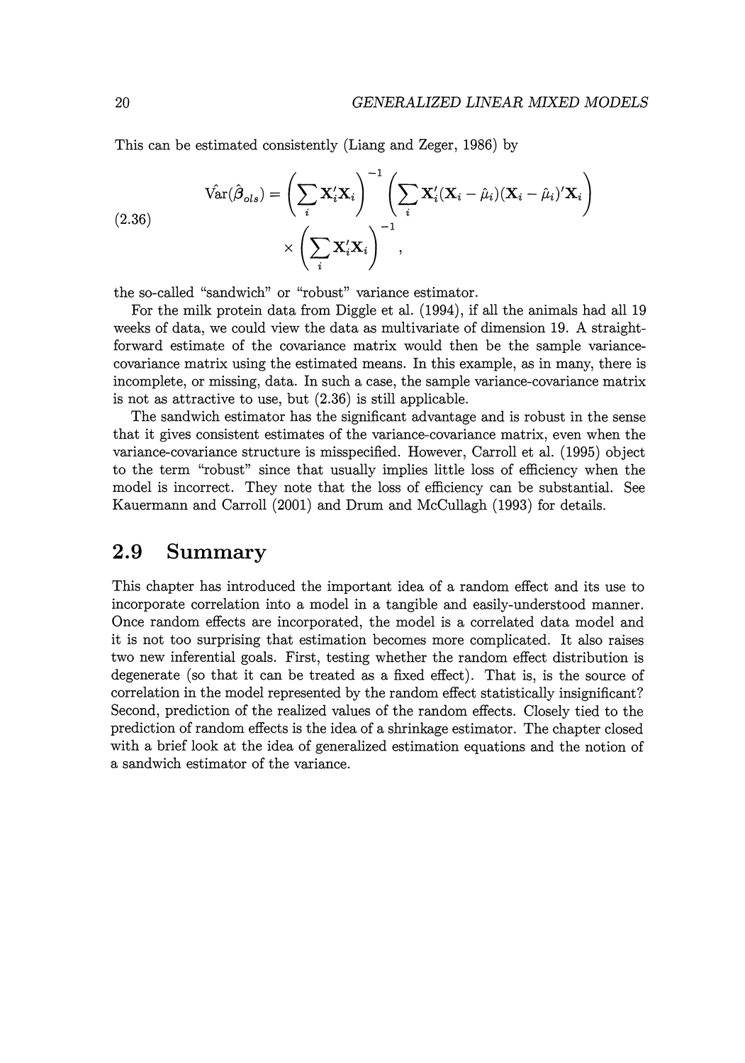This can be estimated consistently (Liang and Zeger, 1986) by

$$\hat{\text{Var}}(\hat{\boldsymbol{\beta}}_{ols}) = \left(\sum_i \mathbf{X}_i'\mathbf{X}_i\right)^{-1} \left(\sum_i \mathbf{X}_i'(\mathbf{X}_i - \hat{\mu}_i)(\mathbf{X}_i - \hat{\mu}_i)'\mathbf{X}_i\right) \times \left(\sum_i \mathbf{X}_i'\mathbf{X}_i\right)^{-1}, \tag{2.36}$$

the so-called "sandwich" or "robust" variance estimator.

For the milk protein data from Diggle et al. (1994), if all the animals had all 19 weeks of data, we could view the data as multivariate of dimension 19. A straightforward estimate of the covariance matrix would then be the sample variance-covariance matrix using the estimated means. In this example, as in many, there is incomplete, or missing, data. In such a case, the sample variance-covariance matrix is not as attractive to use, but (2.36) is still applicable.

The sandwich estimator has the significant advantage and is robust in the sense that it gives consistent estimates of the variance-covariance matrix, even when the variance-covariance structure is misspecified. However, Carroll et al. (1995) object to the term "robust" since that usually implies little loss of efficiency when the model is incorrect. They note that the loss of efficiency can be substantial. See Kauermann and Carroll (2001) and Drum and McCullagh (1993) for details.

## 2.9 Summary

This chapter has introduced the important idea of a random effect and its use to incorporate correlation into a model in a tangible and easily-understood manner. Once random effects are incorporated, the model is a correlated data model and it is not too surprising that estimation becomes more complicated. It also raises two new inferential goals. First, testing whether the random effect distribution is degenerate (so that it can be treated as a fixed effect). That is, is the source of correlation in the model represented by the random effect statistically insignificant? Second, prediction of the realized values of the random effects. Closely tied to the prediction of random effects is the idea of a shrinkage estimator. The chapter closed with a brief look at the idea of generalized estimation equations and the notion of a sandwich estimator of the variance.